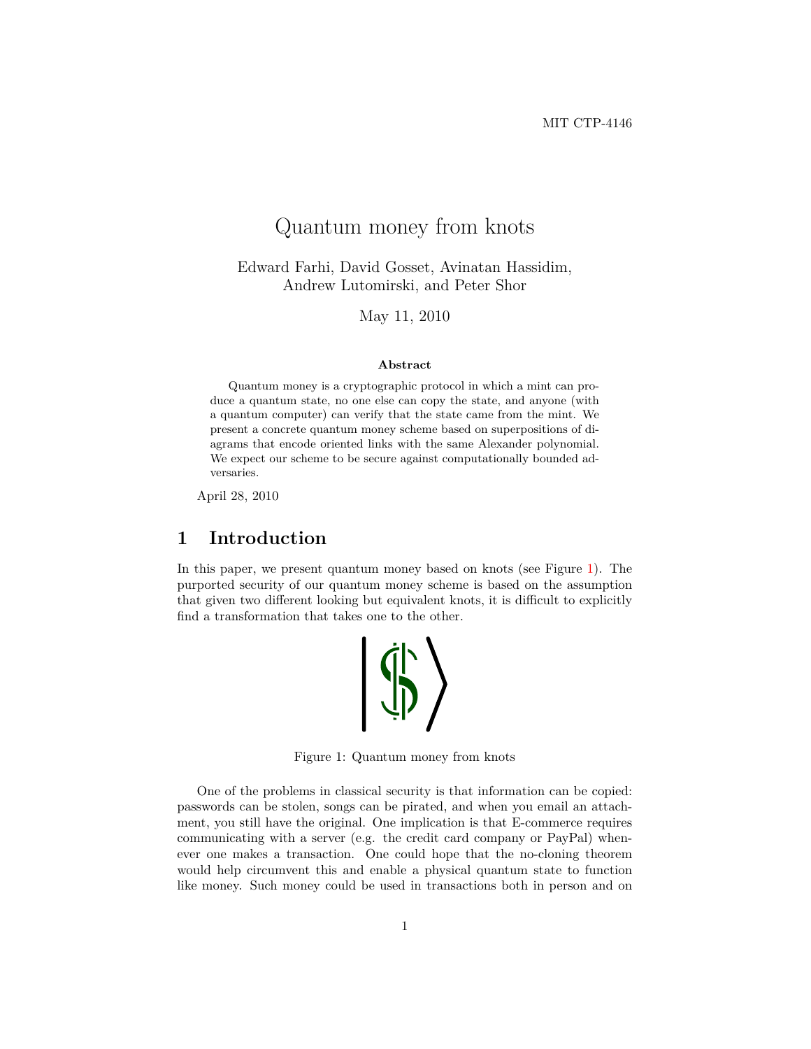MIT CTP-4146

# Quantum money from knots

Edward Farhi, David Gosset, Avinatan Hassidim, Andrew Lutomirski, and Peter Shor

May 11, 2010

**Abstract**

Quantum money is a cryptographic protocol in which a mint can produce a quantum state, no one else can copy the state, and anyone (with a quantum computer) can verify that the state came from the mint. We present a concrete quantum money scheme based on superpositions of diagrams that encode oriented links with the same Alexander polynomial. We expect our scheme to be secure against computationally bounded adversaries.

April 28, 2010

## 1 Introduction

In this paper, we present quantum money based on knots (see Figure 1). The purported security of our quantum money scheme is based on the assumption that given two different looking but equivalent knots, it is difficult to explicitly find a transformation that takes one to the other.

Figure 1: Quantum money from knots

One of the problems in classical security is that information can be copied: passwords can be stolen, songs can be pirated, and when you email an attachment, you still have the original. One implication is that E-commerce requires communicating with a server (e.g. the credit card company or PayPal) whenever one makes a transaction. One could hope that the no-cloning theorem would help circumvent this and enable a physical quantum state to function like money. Such money could be used in transactions both in person and on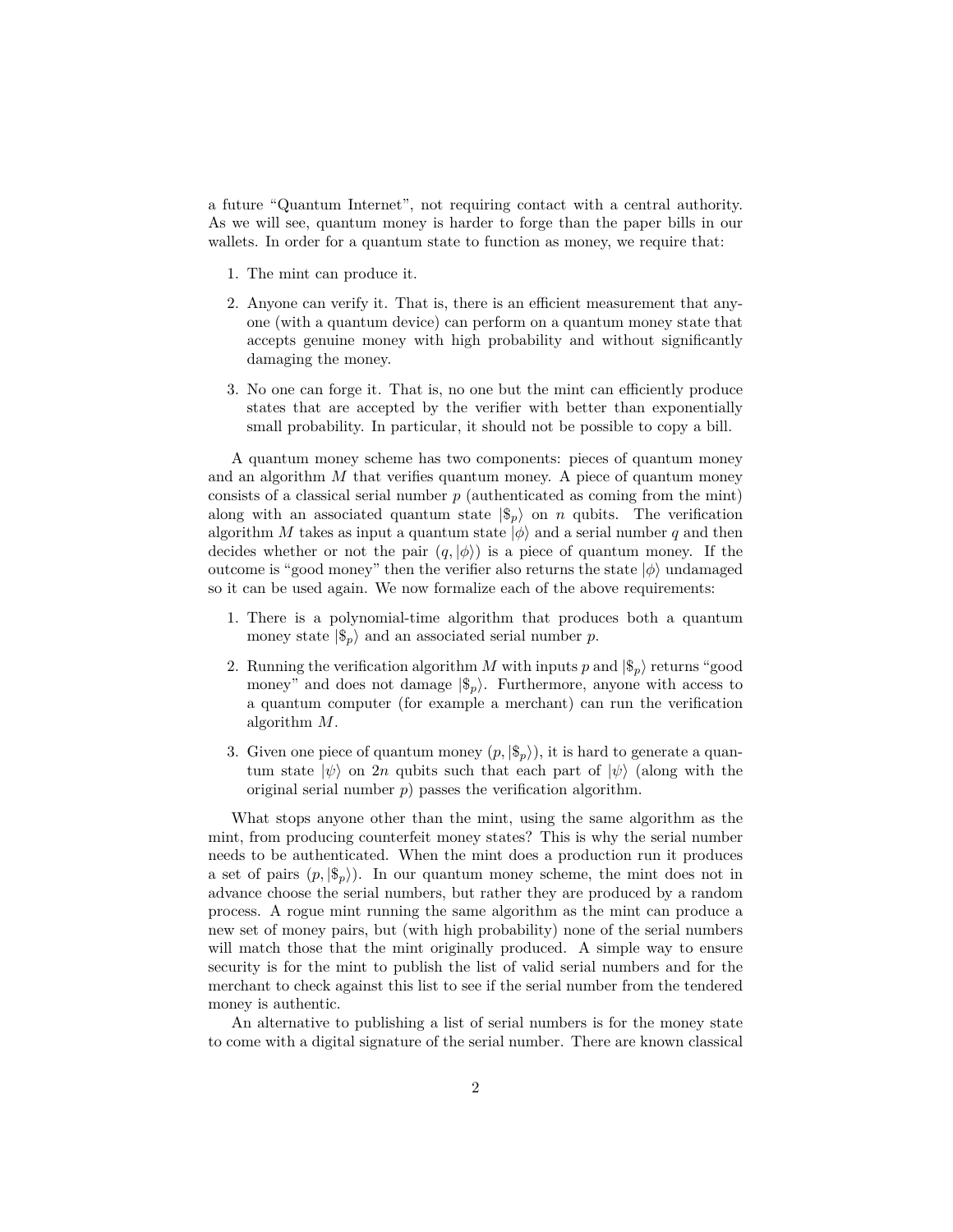a future “Quantum Internet”, not requiring contact with a central authority. As we will see, quantum money is harder to forge than the paper bills in our wallets. In order for a quantum state to function as money, we require that:

1. The mint can produce it.
2. Anyone can verify it. That is, there is an efficient measurement that anyone (with a quantum device) can perform on a quantum money state that accepts genuine money with high probability and without significantly damaging the money.
3. No one can forge it. That is, no one but the mint can efficiently produce states that are accepted by the verifier with better than exponentially small probability. In particular, it should not be possible to copy a bill.

A quantum money scheme has two components: pieces of quantum money and an algorithm $M$ that verifies quantum money. A piece of quantum money consists of a classical serial number $p$ (authenticated as coming from the mint) along with an associated quantum state $|\$_p\rangle$ on $n$ qubits. The verification algorithm $M$ takes as input a quantum state $|\phi\rangle$ and a serial number $q$ and then decides whether or not the pair $(q, |\phi\rangle)$ is a piece of quantum money. If the outcome is “good money” then the verifier also returns the state $|\phi\rangle$ undamaged so it can be used again. We now formalize each of the above requirements:

1. There is a polynomial-time algorithm that produces both a quantum money state $|\$_p\rangle$ and an associated serial number $p$.
2. Running the verification algorithm $M$ with inputs $p$ and $|\$_p\rangle$ returns “good money” and does not damage $|\$_p\rangle$. Furthermore, anyone with access to a quantum computer (for example a merchant) can run the verification algorithm $M$.
3. Given one piece of quantum money $(p, |\$_p\rangle)$, it is hard to generate a quantum state $|\psi\rangle$ on $2n$ qubits such that each part of $|\psi\rangle$ (along with the original serial number $p$) passes the verification algorithm.

What stops anyone other than the mint, using the same algorithm as the mint, from producing counterfeit money states? This is why the serial number needs to be authenticated. When the mint does a production run it produces a set of pairs $(p, |\$_p\rangle)$. In our quantum money scheme, the mint does not in advance choose the serial numbers, but rather they are produced by a random process. A rogue mint running the same algorithm as the mint can produce a new set of money pairs, but (with high probability) none of the serial numbers will match those that the mint originally produced. A simple way to ensure security is for the mint to publish the list of valid serial numbers and for the merchant to check against this list to see if the serial number from the tendered money is authentic.

An alternative to publishing a list of serial numbers is for the money state to come with a digital signature of the serial number. There are known classical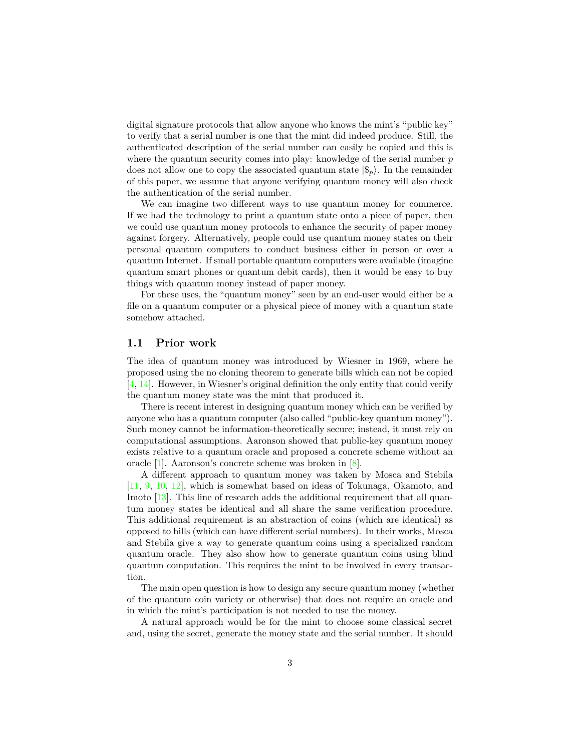digital signature protocols that allow anyone who knows the mint's "public key" to verify that a serial number is one that the mint did indeed produce. Still, the authenticated description of the serial number can easily be copied and this is where the quantum security comes into play: knowledge of the serial number $p$ does not allow one to copy the associated quantum state $|\$_p\rangle$. In the remainder of this paper, we assume that anyone verifying quantum money will also check the authentication of the serial number.

We can imagine two different ways to use quantum money for commerce. If we had the technology to print a quantum state onto a piece of paper, then we could use quantum money protocols to enhance the security of paper money against forgery. Alternatively, people could use quantum money states on their personal quantum computers to conduct business either in person or over a quantum Internet. If small portable quantum computers were available (imagine quantum smart phones or quantum debit cards), then it would be easy to buy things with quantum money instead of paper money.

For these uses, the "quantum money" seen by an end-user would either be a file on a quantum computer or a physical piece of money with a quantum state somehow attached.

### 1.1 Prior work

The idea of quantum money was introduced by Wiesner in 1969, where he proposed using the no cloning theorem to generate bills which can not be copied [4, 14]. However, in Wiesner's original definition the only entity that could verify the quantum money state was the mint that produced it.

There is recent interest in designing quantum money which can be verified by anyone who has a quantum computer (also called "public-key quantum money"). Such money cannot be information-theoretically secure; instead, it must rely on computational assumptions. Aaronson showed that public-key quantum money exists relative to a quantum oracle and proposed a concrete scheme without an oracle [1]. Aaronson's concrete scheme was broken in [8].

A different approach to quantum money was taken by Mosca and Stebila [11, 9, 10, 12], which is somewhat based on ideas of Tokunaga, Okamoto, and Imoto [13]. This line of research adds the additional requirement that all quantum money states be identical and all share the same verification procedure. This additional requirement is an abstraction of coins (which are identical) as opposed to bills (which can have different serial numbers). In their works, Mosca and Stebila give a way to generate quantum coins using a specialized random quantum oracle. They also show how to generate quantum coins using blind quantum computation. This requires the mint to be involved in every transaction.

The main open question is how to design any secure quantum money (whether of the quantum coin variety or otherwise) that does not require an oracle and in which the mint's participation is not needed to use the money.

A natural approach would be for the mint to choose some classical secret and, using the secret, generate the money state and the serial number. It should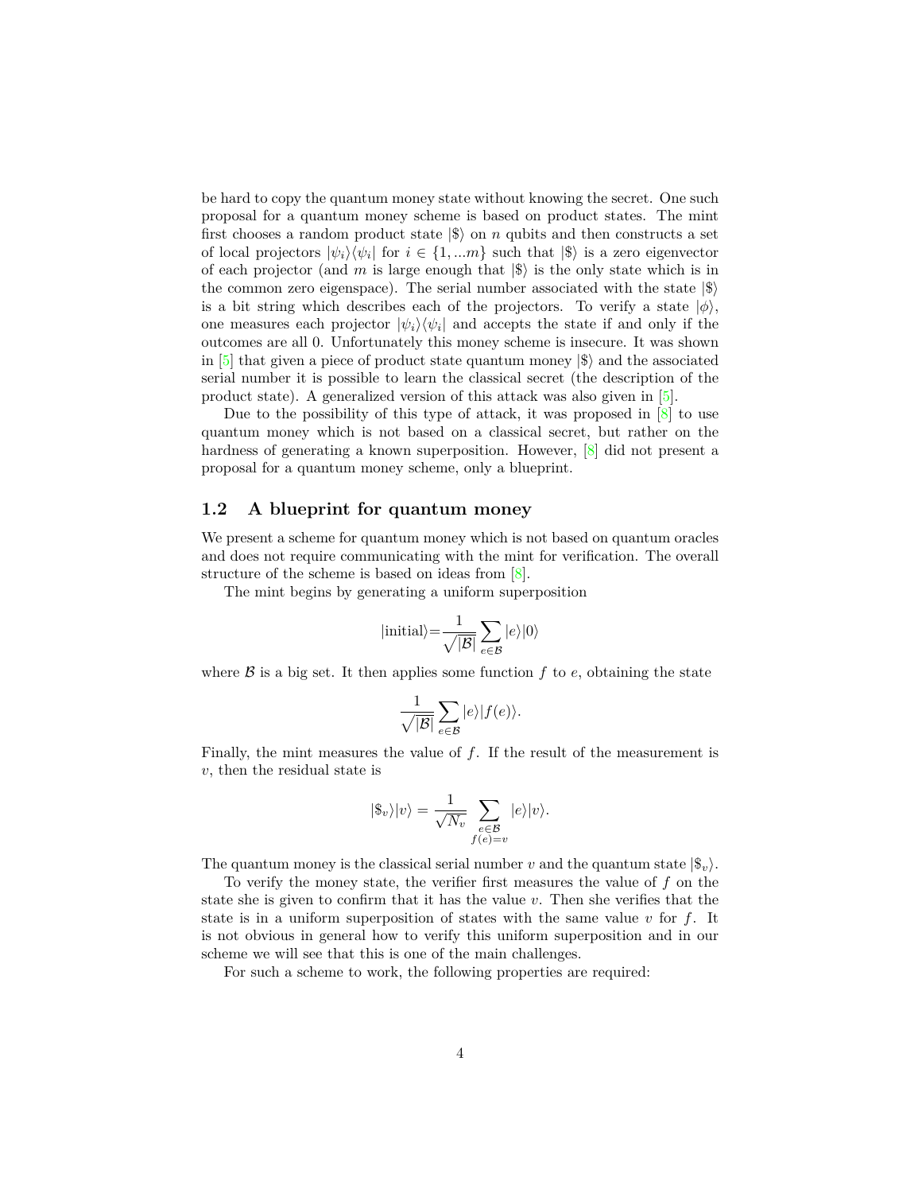be hard to copy the quantum money state without knowing the secret. One such proposal for a quantum money scheme is based on product states. The mint first chooses a random product state $|\$\rangle$ on $n$ qubits and then constructs a set of local projectors $|\psi_i\rangle\langle\psi_i|$ for $i \in \{1, ...m\}$ such that $|\$\rangle$ is a zero eigenvector of each projector (and $m$ is large enough that $|\$\rangle$ is the only state which is in the common zero eigenspace). The serial number associated with the state $|\$\rangle$ is a bit string which describes each of the projectors. To verify a state $|\phi\rangle$, one measures each projector $|\psi_i\rangle\langle\psi_i|$ and accepts the state if and only if the outcomes are all 0. Unfortunately this money scheme is insecure. It was shown in [5] that given a piece of product state quantum money $|\$\rangle$ and the associated serial number it is possible to learn the classical secret (the description of the product state). A generalized version of this attack was also given in [5].

Due to the possibility of this type of attack, it was proposed in [8] to use quantum money which is not based on a classical secret, but rather on the hardness of generating a known superposition. However, [8] did not present a proposal for a quantum money scheme, only a blueprint.

## 1.2 A blueprint for quantum money

We present a scheme for quantum money which is not based on quantum oracles and does not require communicating with the mint for verification. The overall structure of the scheme is based on ideas from [8].

The mint begins by generating a uniform superposition

$$|\text{initial}\rangle = \frac{1}{\sqrt{|\mathcal{B}|}} \sum_{e \in \mathcal{B}} |e\rangle|0\rangle$$

where $\mathcal{B}$ is a big set. It then applies some function $f$ to $e$, obtaining the state

$$\frac{1}{\sqrt{|\mathcal{B}|}} \sum_{e \in \mathcal{B}} |e\rangle|f(e)\rangle.$$

Finally, the mint measures the value of $f$. If the result of the measurement is $v$, then the residual state is

$$|\$_v\rangle|v\rangle = \frac{1}{\sqrt{N_v}} \sum_{\substack{e \in \mathcal{B} \\ f(e)=v}} |e\rangle|v\rangle.$$

The quantum money is the classical serial number $v$ and the quantum state $|\$_v\rangle$.

To verify the money state, the verifier first measures the value of $f$ on the state she is given to confirm that it has the value $v$. Then she verifies that the state is in a uniform superposition of states with the same value $v$ for $f$. It is not obvious in general how to verify this uniform superposition and in our scheme we will see that this is one of the main challenges.

For such a scheme to work, the following properties are required: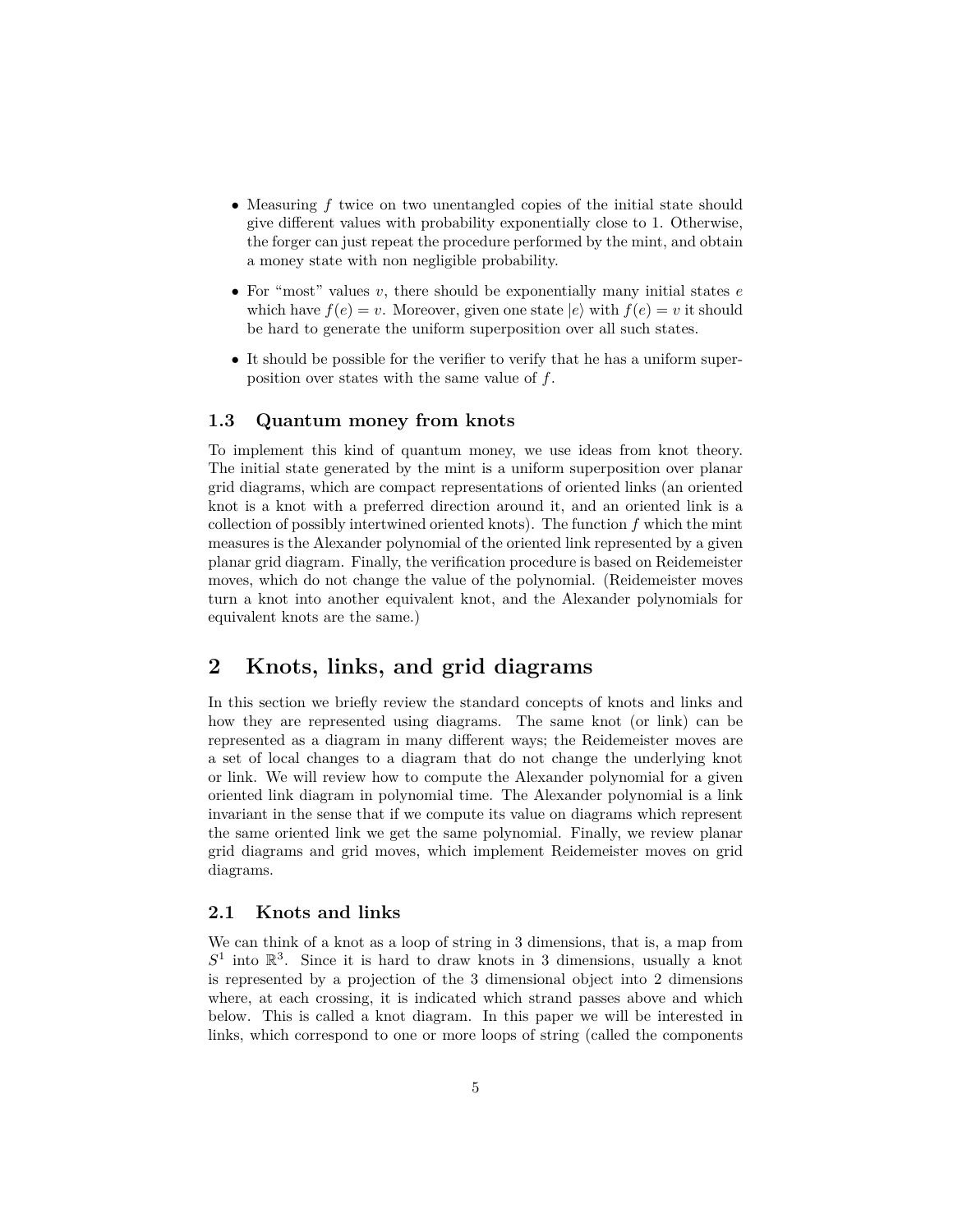- Measuring $f$ twice on two unentangled copies of the initial state should give different values with probability exponentially close to 1. Otherwise, the forger can just repeat the procedure performed by the mint, and obtain a money state with non negligible probability.
- For "most" values $v$, there should be exponentially many initial states $e$ which have $f(e) = v$. Moreover, given one state $|e\rangle$ with $f(e) = v$ it should be hard to generate the uniform superposition over all such states.
- It should be possible for the verifier to verify that he has a uniform superposition over states with the same value of $f$.

### 1.3 Quantum money from knots

To implement this kind of quantum money, we use ideas from knot theory. The initial state generated by the mint is a uniform superposition over planar grid diagrams, which are compact representations of oriented links (an oriented knot is a knot with a preferred direction around it, and an oriented link is a collection of possibly intertwined oriented knots). The function $f$ which the mint measures is the Alexander polynomial of the oriented link represented by a given planar grid diagram. Finally, the verification procedure is based on Reidemeister moves, which do not change the value of the polynomial. (Reidemeister moves turn a knot into another equivalent knot, and the Alexander polynomials for equivalent knots are the same.)

## 2 Knots, links, and grid diagrams

In this section we briefly review the standard concepts of knots and links and how they are represented using diagrams. The same knot (or link) can be represented as a diagram in many different ways; the Reidemeister moves are a set of local changes to a diagram that do not change the underlying knot or link. We will review how to compute the Alexander polynomial for a given oriented link diagram in polynomial time. The Alexander polynomial is a link invariant in the sense that if we compute its value on diagrams which represent the same oriented link we get the same polynomial. Finally, we review planar grid diagrams and grid moves, which implement Reidemeister moves on grid diagrams.

### 2.1 Knots and links

We can think of a knot as a loop of string in 3 dimensions, that is, a map from $S^1$ into $\mathbb{R}^3$. Since it is hard to draw knots in 3 dimensions, usually a knot is represented by a projection of the 3 dimensional object into 2 dimensions where, at each crossing, it is indicated which strand passes above and which below. This is called a knot diagram. In this paper we will be interested in links, which correspond to one or more loops of string (called the components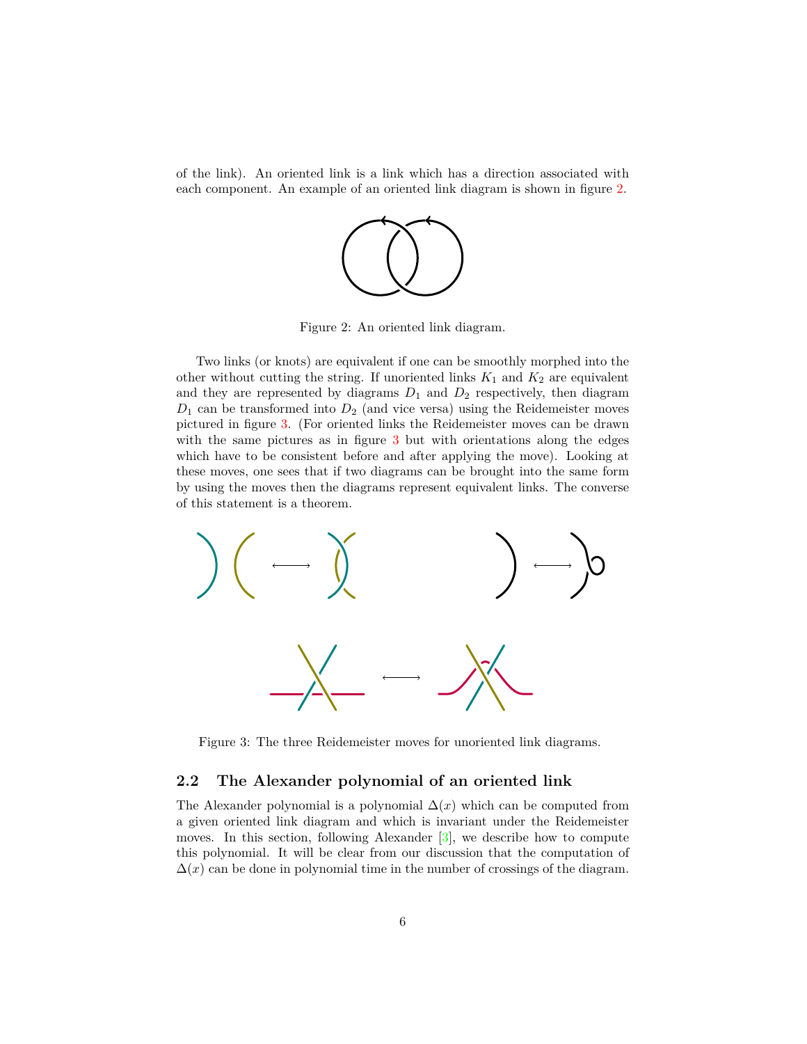of the link). An oriented link is a link which has a direction associated with each component. An example of an oriented link diagram is shown in figure 2.

Figure 2: An oriented link diagram.

Two links (or knots) are equivalent if one can be smoothly morphed into the other without cutting the string. If unoriented links $K_1$ and $K_2$ are equivalent and they are represented by diagrams $D_1$ and $D_2$ respectively, then diagram $D_1$ can be transformed into $D_2$ (and vice versa) using the Reidemeister moves pictured in figure 3. (For oriented links the Reidemeister moves can be drawn with the same pictures as in figure 3 but with orientations along the edges which have to be consistent before and after applying the move). Looking at these moves, one sees that if two diagrams can be brought into the same form by using the moves then the diagrams represent equivalent links. The converse of this statement is a theorem.

Figure 3: The three Reidemeister moves for unoriented link diagrams.

## 2.2 The Alexander polynomial of an oriented link

The Alexander polynomial is a polynomial $\Delta(x)$ which can be computed from a given oriented link diagram and which is invariant under the Reidemeister moves. In this section, following Alexander [3], we describe how to compute this polynomial. It will be clear from our discussion that the computation of $\Delta(x)$ can be done in polynomial time in the number of crossings of the diagram.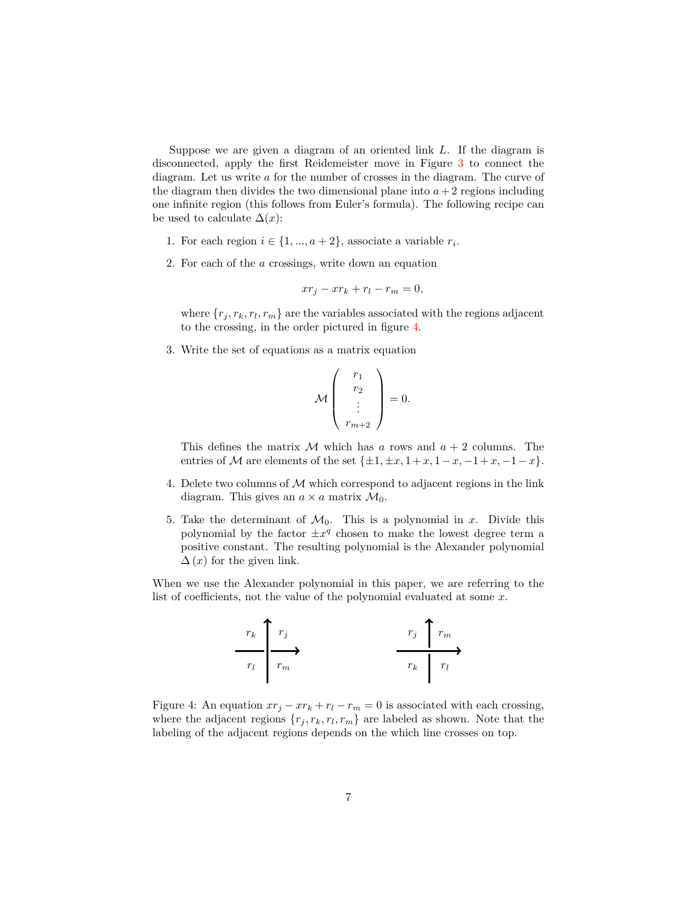Suppose we are given a diagram of an oriented link $L$. If the diagram is disconnected, apply the first Reidemeister move in Figure 3 to connect the diagram. Let us write $a$ for the number of crosses in the diagram. The curve of the diagram then divides the two dimensional plane into $a+2$ regions including one infinite region (this follows from Euler's formula). The following recipe can be used to calculate $\Delta(x)$:

1. For each region $i \in \{1, ..., a+2\}$, associate a variable $r_i$.

2. For each of the $a$ crossings, write down an equation

$$xr_j - xr_k + r_l - r_m = 0,$$

   where $\{r_j, r_k, r_l, r_m\}$ are the variables associated with the regions adjacent to the crossing, in the order pictured in figure 4.

3. Write the set of equations as a matrix equation

$$\mathcal{M} \begin{pmatrix} r_1 \\ r_2 \\ \vdots \\ r_{m+2} \end{pmatrix} = 0.$$

   This defines the matrix $\mathcal{M}$ which has $a$ rows and $a+2$ columns. The entries of $\mathcal{M}$ are elements of the set $\{\pm 1, \pm x, 1+x, 1-x, -1+x, -1-x\}$.

4. Delete two columns of $\mathcal{M}$ which correspond to adjacent regions in the link diagram. This gives an $a \times a$ matrix $\mathcal{M}_0$.

5. Take the determinant of $\mathcal{M}_0$. This is a polynomial in $x$. Divide this polynomial by the factor $\pm x^q$ chosen to make the lowest degree term a positive constant. The resulting polynomial is the Alexander polynomial $\Delta(x)$ for the given link.

When we use the Alexander polynomial in this paper, we are referring to the list of coefficients, not the value of the polynomial evaluated at some $x$.

Figure 4: An equation $xr_j - xr_k + r_l - r_m = 0$ is associated with each crossing, where the adjacent regions $\{r_j, r_k, r_l, r_m\}$ are labeled as shown. Note that the labeling of the adjacent regions depends on the which line crosses on top.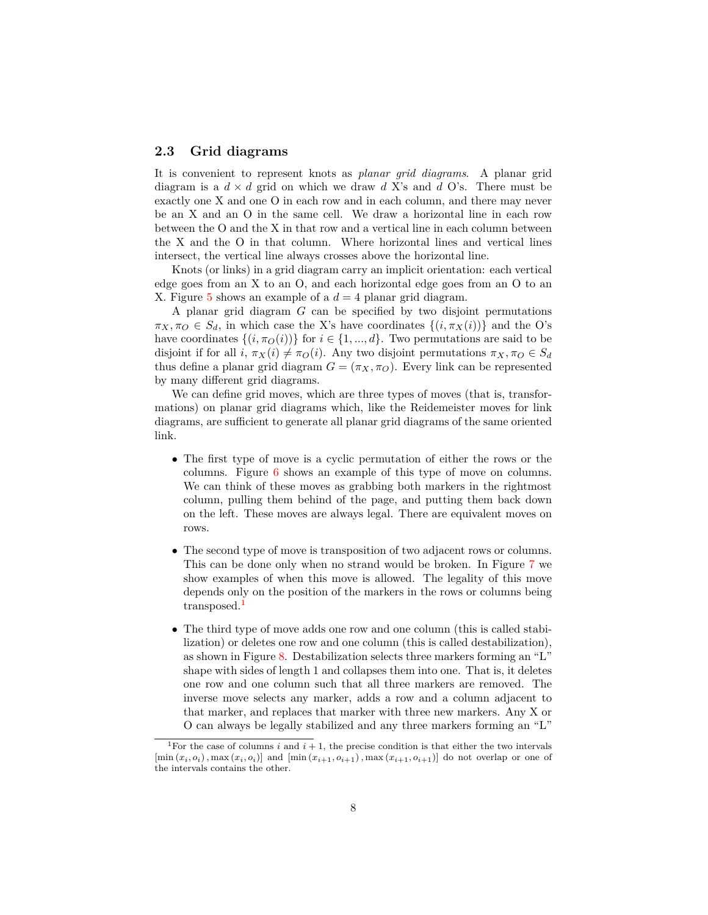## 2.3 Grid diagrams

It is convenient to represent knots as *planar grid diagrams*. A planar grid diagram is a $d \times d$ grid on which we draw $d$ X's and $d$ O's. There must be exactly one X and one O in each row and in each column, and there may never be an X and an O in the same cell. We draw a horizontal line in each row between the O and the X in that row and a vertical line in each column between the X and the O in that column. Where horizontal lines and vertical lines intersect, the vertical line always crosses above the horizontal line.

Knots (or links) in a grid diagram carry an implicit orientation: each vertical edge goes from an X to an O, and each horizontal edge goes from an O to an X. Figure 5 shows an example of a $d = 4$ planar grid diagram.

A planar grid diagram $G$ can be specified by two disjoint permutations $\pi_X, \pi_O \in S_d$, in which case the X's have coordinates $\{(i, \pi_X(i))\}$ and the O's have coordinates $\{(i, \pi_O(i))\}$ for $i \in \{1, ..., d\}$. Two permutations are said to be disjoint if for all $i$, $\pi_X(i) \neq \pi_O(i)$. Any two disjoint permutations $\pi_X, \pi_O \in S_d$ thus define a planar grid diagram $G = (\pi_X, \pi_O)$. Every link can be represented by many different grid diagrams.

We can define grid moves, which are three types of moves (that is, transformations) on planar grid diagrams which, like the Reidemeister moves for link diagrams, are sufficient to generate all planar grid diagrams of the same oriented link.

- The first type of move is a cyclic permutation of either the rows or the columns. Figure 6 shows an example of this type of move on columns. We can think of these moves as grabbing both markers in the rightmost column, pulling them behind of the page, and putting them back down on the left. These moves are always legal. There are equivalent moves on rows.

- The second type of move is transposition of two adjacent rows or columns. This can be done only when no strand would be broken. In Figure 7 we show examples of when this move is allowed. The legality of this move depends only on the position of the markers in the rows or columns being transposed.[1]

- The third type of move adds one row and one column (this is called stabilization) or deletes one row and one column (this is called destabilization), as shown in Figure 8. Destabilization selects three markers forming an "L" shape with sides of length 1 and collapses them into one. That is, it deletes one row and one column such that all three markers are removed. The inverse move selects any marker, adds a row and a column adjacent to that marker, and replaces that marker with three new markers. Any X or O can always be legally stabilized and any three markers forming an "L"

[1] For the case of columns $i$ and $i + 1$, the precise condition is that either the two intervals $[\min(x_i, o_i), \max(x_i, o_i)]$ and $[\min(x_{i+1}, o_{i+1}), \max(x_{i+1}, o_{i+1})]$ do not overlap or one of the intervals contains the other.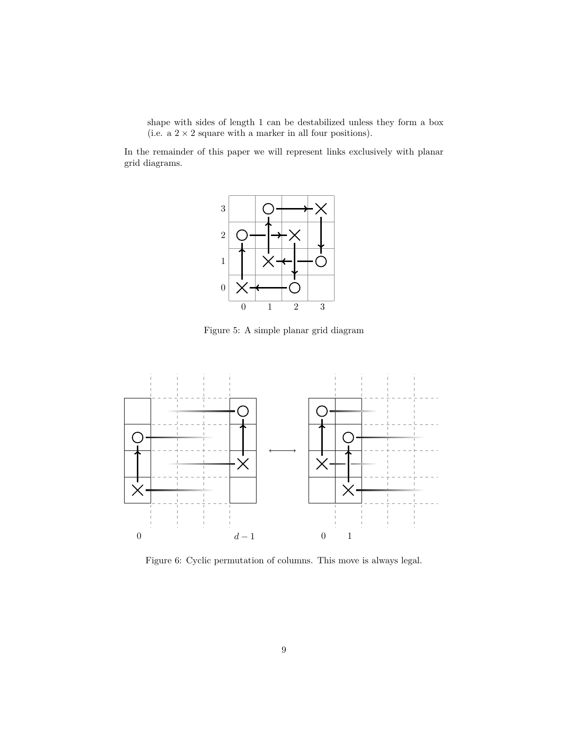shape with sides of length 1 can be destabilized unless they form a box (i.e. a $2 \times 2$ square with a marker in all four positions).

In the remainder of this paper we will represent links exclusively with planar grid diagrams.

Figure 5: A simple planar grid diagram

Figure 6: Cyclic permutation of columns. This move is always legal.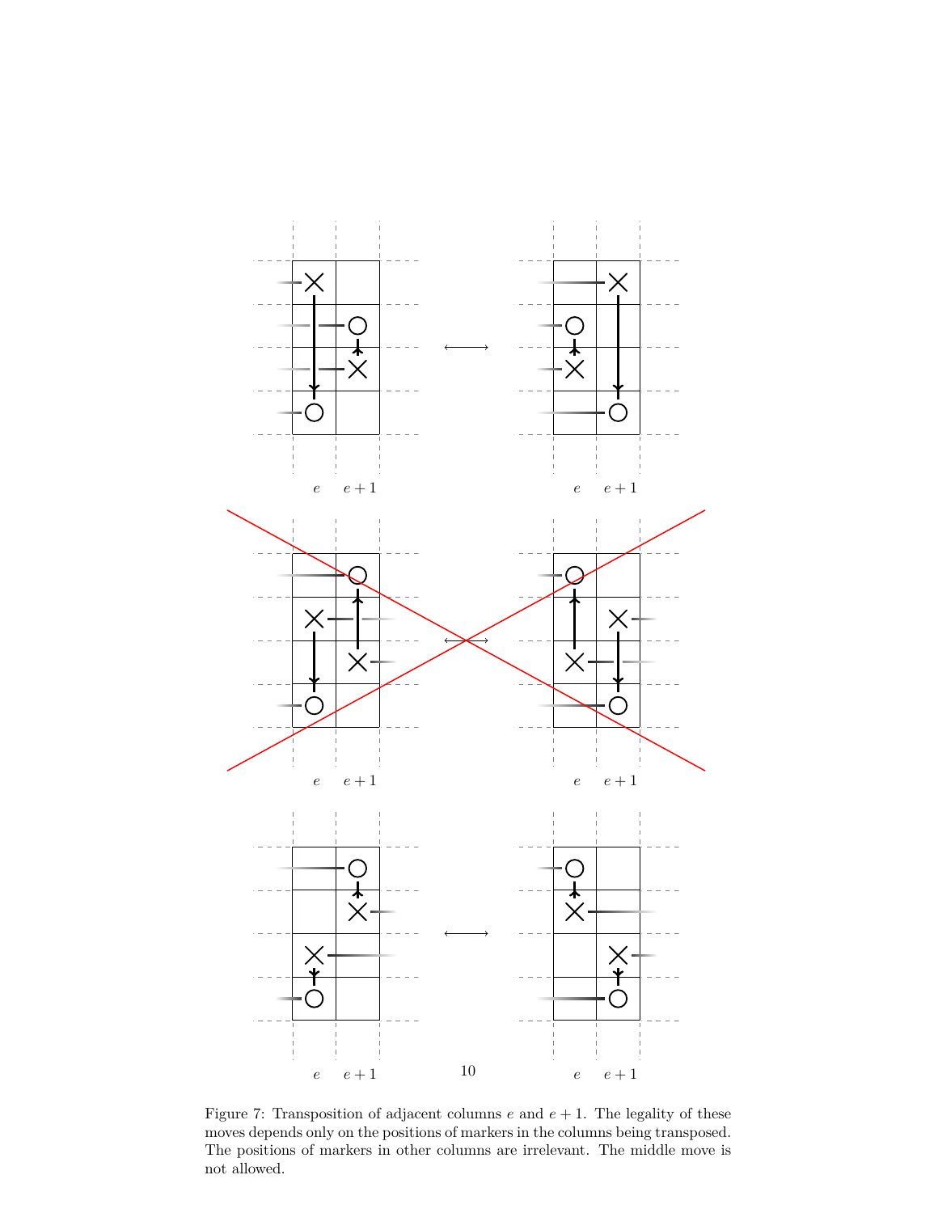Figure 7: Transposition of adjacent columns $e$ and $e+1$. The legality of these moves depends only on the positions of markers in the columns being transposed. The positions of markers in other columns are irrelevant. The middle move is not allowed.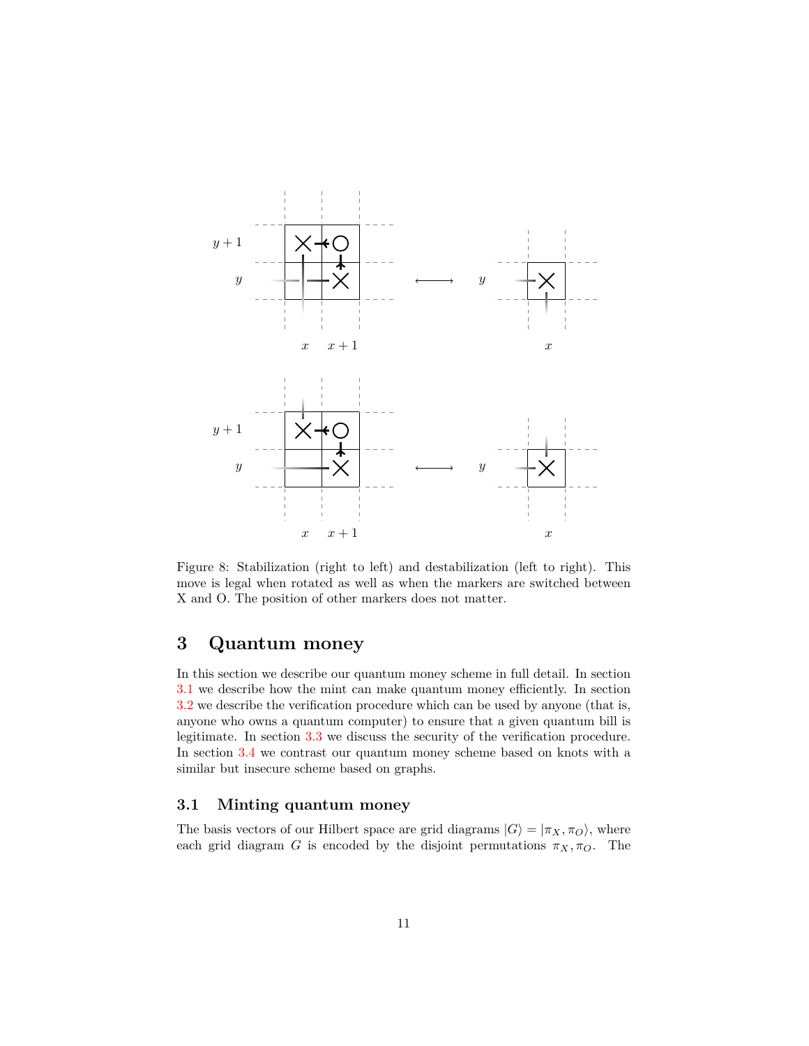Figure 8: Stabilization (right to left) and destabilization (left to right). This move is legal when rotated as well as when the markers are switched between X and O. The position of other markers does not matter.

# 3 Quantum money

In this section we describe our quantum money scheme in full detail. In section 3.1 we describe how the mint can make quantum money efficiently. In section 3.2 we describe the verification procedure which can be used by anyone (that is, anyone who owns a quantum computer) to ensure that a given quantum bill is legitimate. In section 3.3 we discuss the security of the verification procedure. In section 3.4 we contrast our quantum money scheme based on knots with a similar but insecure scheme based on graphs.

## 3.1 Minting quantum money

The basis vectors of our Hilbert space are grid diagrams $|G\rangle = |\pi_X, \pi_O\rangle$, where each grid diagram $G$ is encoded by the disjoint permutations $\pi_X, \pi_O$. The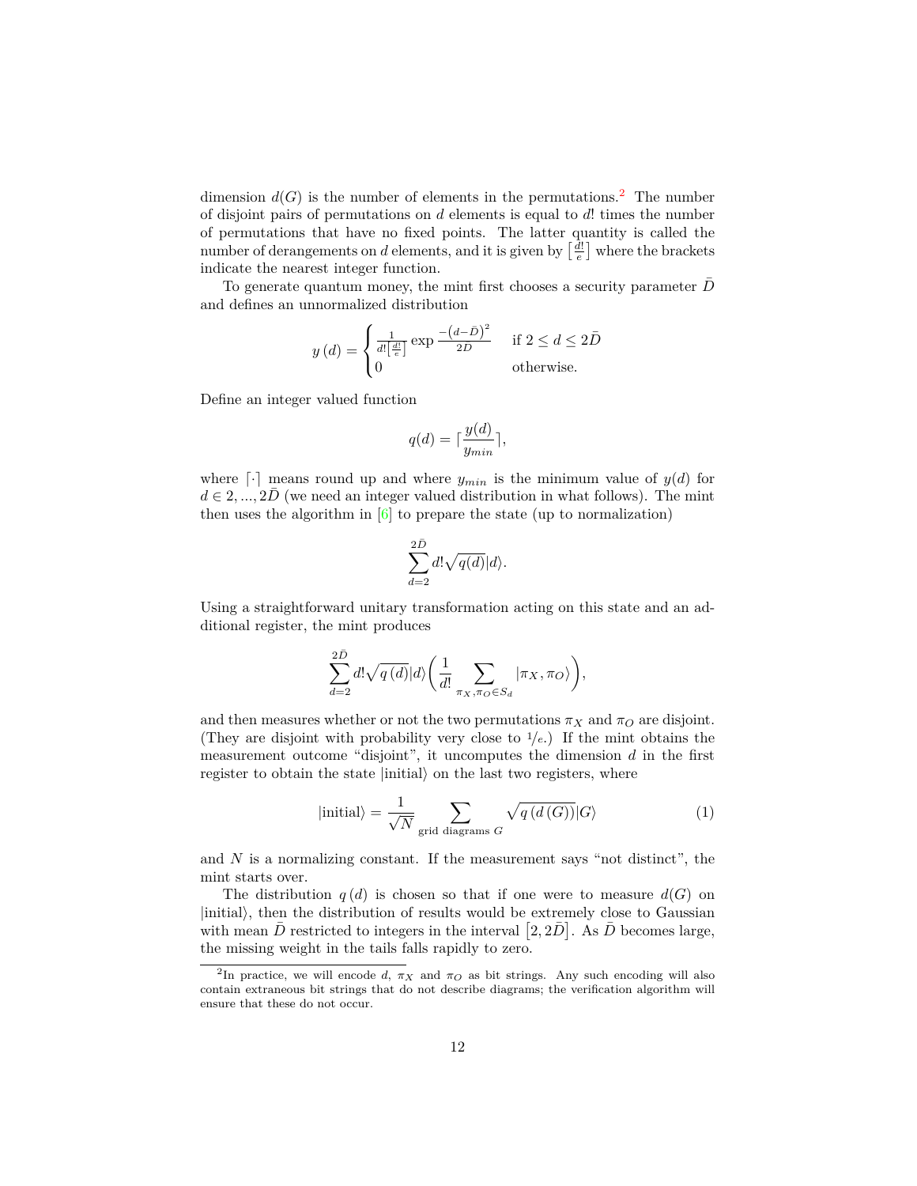dimension $d(G)$ is the number of elements in the permutations.[2] The number of disjoint pairs of permutations on $d$ elements is equal to $d!$ times the number of permutations that have no fixed points. The latter quantity is called the number of derangements on $d$ elements, and it is given by $\left[\frac{d!}{e}\right]$ where the brackets indicate the nearest integer function.

To generate quantum money, the mint first chooses a security parameter $\bar{D}$ and defines an unnormalized distribution

$$
y(d) = \begin{cases} \frac{1}{d!\left[\frac{d!}{e}\right]} \exp \frac{-\left(d-\bar{D}\right)^2}{2\bar{D}} & \text{if } 2 \leq d \leq 2\bar{D} \\ 0 & \text{otherwise.} \end{cases}
$$

Define an integer valued function

$$
q(d) = \lceil \frac{y(d)}{y_{min}} \rceil,
$$

where $\lceil \cdot \rceil$ means round up and where $y_{min}$ is the minimum value of $y(d)$ for $d \in 2, ..., 2\bar{D}$ (we need an integer valued distribution in what follows). The mint then uses the algorithm in [6] to prepare the state (up to normalization)

$$
\sum_{d=2}^{2\bar{D}} d! \sqrt{q(d)} |d\rangle.
$$

Using a straightforward unitary transformation acting on this state and an additional register, the mint produces

$$
\sum_{d=2}^{2\bar{D}} d! \sqrt{q\left(d\right)} |d\rangle \left( \frac{1}{d!} \sum_{\pi_X, \pi_O \in S_d} |\pi_X, \pi_O\rangle \right),
$$

and then measures whether or not the two permutations $\pi_X$ and $\pi_O$ are disjoint. (They are disjoint with probability very close to $1/e$.) If the mint obtains the measurement outcome "disjoint", it uncomputes the dimension $d$ in the first register to obtain the state $|\text{initial}\rangle$ on the last two registers, where

$$
|\text{initial}\rangle = \frac{1}{\sqrt{N}} \sum_{\text{grid diagrams } G} \sqrt{q\left(d\left(G\right)\right)} |G\rangle \tag{1}
$$

and $N$ is a normalizing constant. If the measurement says "not distinct", the mint starts over.

The distribution $q\left(d\right)$ is chosen so that if one were to measure $d(G)$ on $|\text{initial}\rangle$, then the distribution of results would be extremely close to Gaussian with mean $\bar{D}$ restricted to integers in the interval $\left[2, 2\bar{D}\right]$. As $\bar{D}$ becomes large, the missing weight in the tails falls rapidly to zero.

[2] In practice, we will encode $d$, $\pi_X$ and $\pi_O$ as bit strings. Any such encoding will also contain extraneous bit strings that do not describe diagrams; the verification algorithm will ensure that these do not occur.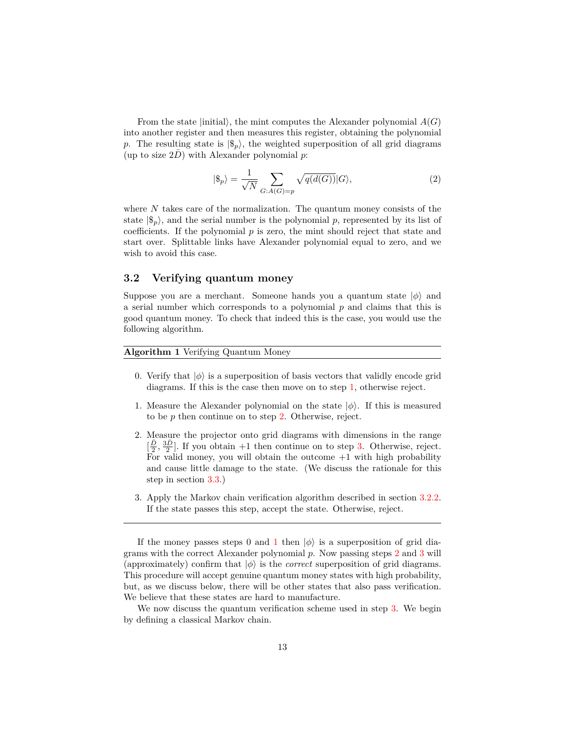From the state $|\text{initial}\rangle$, the mint computes the Alexander polynomial $A(G)$ into another register and then measures this register, obtaining the polynomial $p$. The resulting state is $|\$_p\rangle$, the weighted superposition of all grid diagrams (up to size $2\bar{D}$) with Alexander polynomial $p$:

$$|\$_p\rangle = \frac{1}{\sqrt{N}} \sum_{G: A(G)=p} \sqrt{q(d(G))} |G\rangle, \tag{2}$$

where $N$ takes care of the normalization. The quantum money consists of the state $|\$_p\rangle$, and the serial number is the polynomial $p$, represented by its list of coefficients. If the polynomial $p$ is zero, the mint should reject that state and start over. Splittable links have Alexander polynomial equal to zero, and we wish to avoid this case.

### 3.2 Verifying quantum money

Suppose you are a merchant. Someone hands you a quantum state $|\phi\rangle$ and a serial number which corresponds to a polynomial $p$ and claims that this is good quantum money. To check that indeed this is the case, you would use the following algorithm.

---

**Algorithm 1** Verifying Quantum Money

0. Verify that $|\phi\rangle$ is a superposition of basis vectors that validly encode grid diagrams. If this is the case then move on to step 1, otherwise reject.
1. Measure the Alexander polynomial on the state $|\phi\rangle$. If this is measured to be $p$ then continue on to step 2. Otherwise, reject.
2. Measure the projector onto grid diagrams with dimensions in the range $[\frac{\bar{D}}{2}, \frac{3\bar{D}}{2}]$. If you obtain $+1$ then continue on to step 3. Otherwise, reject. For valid money, you will obtain the outcome $+1$ with high probability and cause little damage to the state. (We discuss the rationale for this step in section 3.3.)
3. Apply the Markov chain verification algorithm described in section 3.2.2. If the state passes this step, accept the state. Otherwise, reject.

---

If the money passes steps 0 and 1 then $|\phi\rangle$ is a superposition of grid diagrams with the correct Alexander polynomial $p$. Now passing steps 2 and 3 will (approximately) confirm that $|\phi\rangle$ is the *correct* superposition of grid diagrams. This procedure will accept genuine quantum money states with high probability, but, as we discuss below, there will be other states that also pass verification. We believe that these states are hard to manufacture.

We now discuss the quantum verification scheme used in step 3. We begin by defining a classical Markov chain.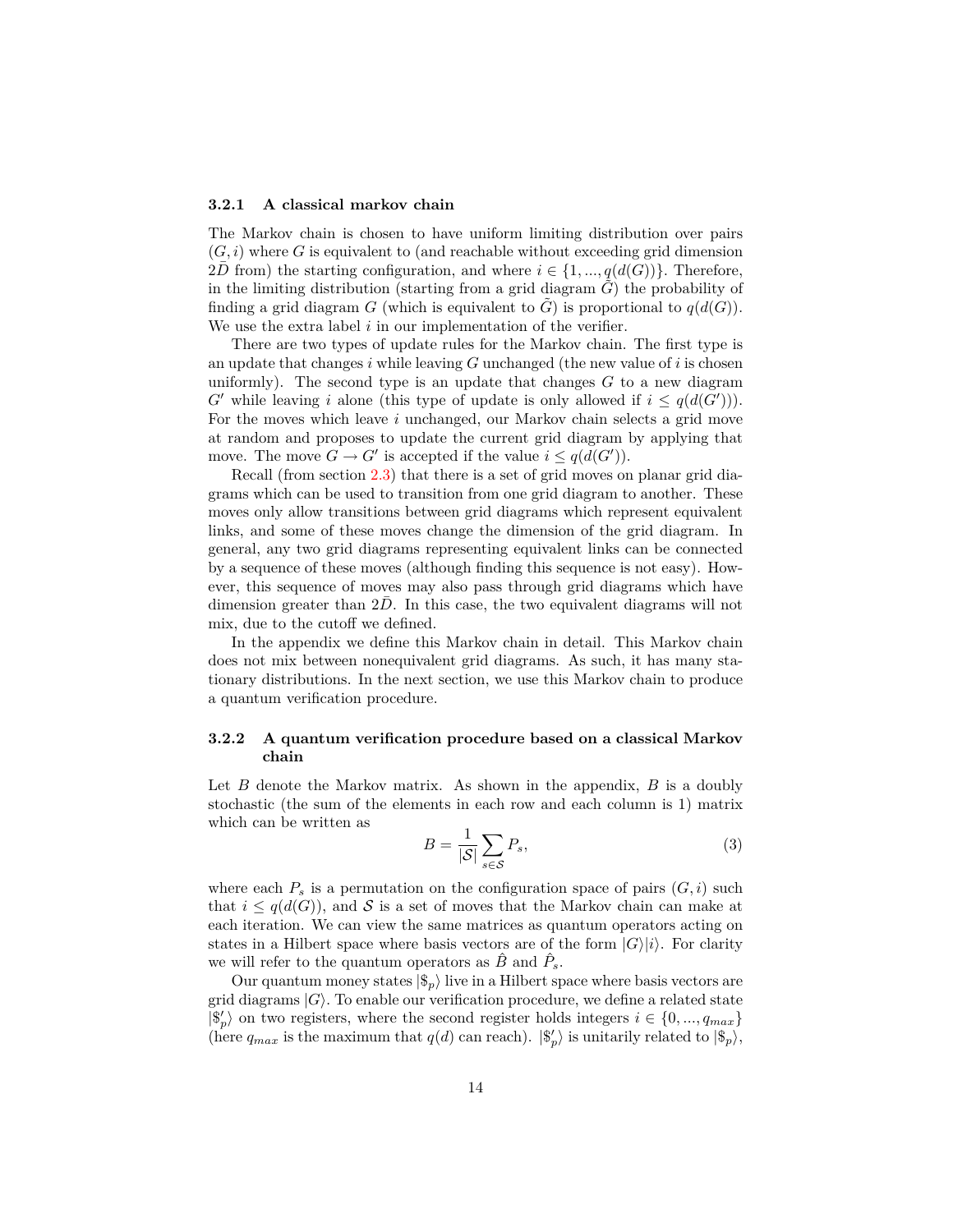### 3.2.1 A classical markov chain

The Markov chain is chosen to have uniform limiting distribution over pairs $(G, i)$ where $G$ is equivalent to (and reachable without exceeding grid dimension $2\bar{D}$ from) the starting configuration, and where $i \in \{1, ..., q(d(G))\}$. Therefore, in the limiting distribution (starting from a grid diagram $\tilde{G}$) the probability of finding a grid diagram $G$ (which is equivalent to $\tilde{G}$) is proportional to $q(d(G))$. We use the extra label $i$ in our implementation of the verifier.

There are two types of update rules for the Markov chain. The first type is an update that changes $i$ while leaving $G$ unchanged (the new value of $i$ is chosen uniformly). The second type is an update that changes $G$ to a new diagram $G'$ while leaving $i$ alone (this type of update is only allowed if $i \leq q(d(G'))$). For the moves which leave $i$ unchanged, our Markov chain selects a grid move at random and proposes to update the current grid diagram by applying that move. The move $G \to G'$ is accepted if the value $i \leq q(d(G'))$.

Recall (from section 2.3) that there is a set of grid moves on planar grid diagrams which can be used to transition from one grid diagram to another. These moves only allow transitions between grid diagrams which represent equivalent links, and some of these moves change the dimension of the grid diagram. In general, any two grid diagrams representing equivalent links can be connected by a sequence of these moves (although finding this sequence is not easy). However, this sequence of moves may also pass through grid diagrams which have dimension greater than $2\bar{D}$. In this case, the two equivalent diagrams will not mix, due to the cutoff we defined.

In the appendix we define this Markov chain in detail. This Markov chain does not mix between nonequivalent grid diagrams. As such, it has many stationary distributions. In the next section, we use this Markov chain to produce a quantum verification procedure.

### 3.2.2 A quantum verification procedure based on a classical Markov chain

Let $B$ denote the Markov matrix. As shown in the appendix, $B$ is a doubly stochastic (the sum of the elements in each row and each column is 1) matrix which can be written as

$$B = \frac{1}{|\mathcal{S}|} \sum_{s \in \mathcal{S}} P_s, \tag{3}$$

where each $P_s$ is a permutation on the configuration space of pairs $(G, i)$ such that $i \leq q(d(G))$, and $\mathcal{S}$ is a set of moves that the Markov chain can make at each iteration. We can view the same matrices as quantum operators acting on states in a Hilbert space where basis vectors are of the form $|G\rangle|i\rangle$. For clarity we will refer to the quantum operators as $\hat{B}$ and $\hat{P}_s$.

Our quantum money states $|\$_p\rangle$ live in a Hilbert space where basis vectors are grid diagrams $|G\rangle$. To enable our verification procedure, we define a related state $|\$'_p\rangle$ on two registers, where the second register holds integers $i \in \{0, ..., q_{max}\}$ (here $q_{max}$ is the maximum that $q(d)$ can reach). $|\$'_p\rangle$ is unitarily related to $|\$_p\rangle$,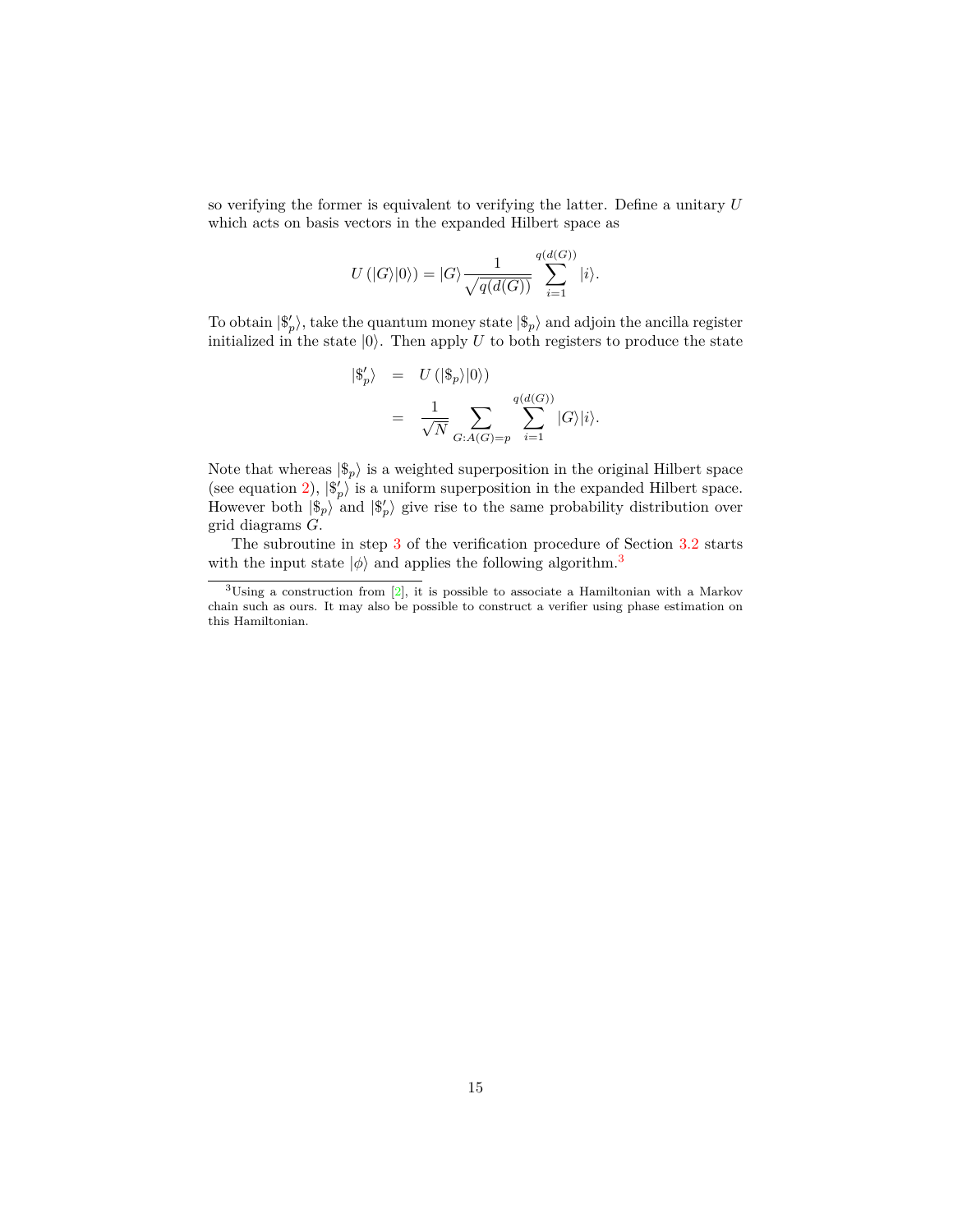so verifying the former is equivalent to verifying the latter. Define a unitary $U$ which acts on basis vectors in the expanded Hilbert space as

$$U\left(|G\rangle|0\rangle\right) = |G\rangle \frac{1}{\sqrt{q(d(G))}} \sum_{i=1}^{q(d(G))} |i\rangle.$$

To obtain $|\$'_p\rangle$, take the quantum money state $|\$_p\rangle$ and adjoin the ancilla register initialized in the state $|0\rangle$. Then apply $U$ to both registers to produce the state

$$\begin{aligned} |\$'_p\rangle &= U\left(|\$_p\rangle|0\rangle\right) \\ &= \frac{1}{\sqrt{N}} \sum_{G:A(G)=p} \sum_{i=1}^{q(d(G))} |G\rangle|i\rangle. \end{aligned}$$

Note that whereas $|\$_p\rangle$ is a weighted superposition in the original Hilbert space (see equation 2), $|\$'_p\rangle$ is a uniform superposition in the expanded Hilbert space. However both $|\$_p\rangle$ and $|\$'_p\rangle$ give rise to the same probability distribution over grid diagrams $G$.

The subroutine in step 3 of the verification procedure of Section 3.2 starts with the input state $|\phi\rangle$ and applies the following algorithm.[3]

[3] Using a construction from [2], it is possible to associate a Hamiltonian with a Markov chain such as ours. It may also be possible to construct a verifier using phase estimation on this Hamiltonian.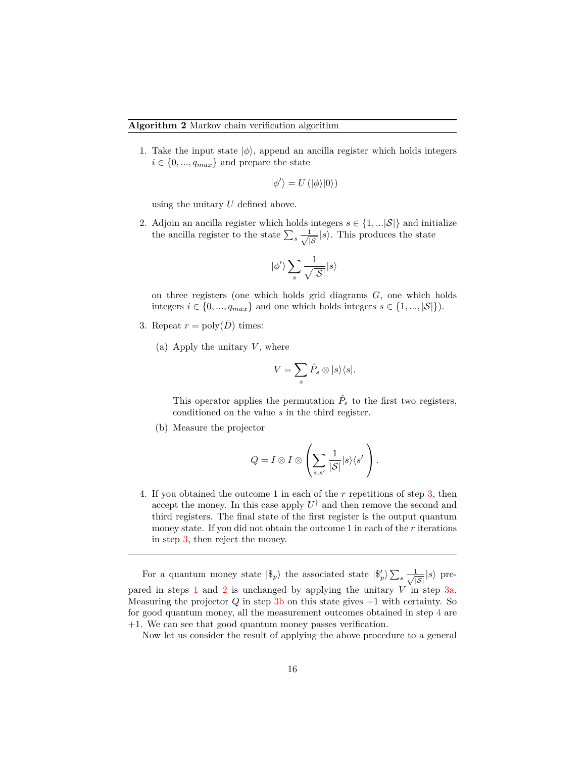**Algorithm 2** Markov chain verification algorithm

1. Take the input state $|\phi\rangle$, append an ancilla register which holds integers $i \in \{0, ..., q_{max}\}$ and prepare the state

$$|\phi'\rangle = U\left(|\phi\rangle|0\rangle\right)$$

   using the unitary $U$ defined above.

2. Adjoin an ancilla register which holds integers $s \in \{1, ...|\mathcal{S}|\}$ and initialize the ancilla register to the state $\sum_s \frac{1}{\sqrt{|\mathcal{S}|}}|s\rangle$. This produces the state

$$|\phi'\rangle \sum_s \frac{1}{\sqrt{|\mathcal{S}|}}|s\rangle$$

   on three registers (one which holds grid diagrams $G$, one which holds integers $i \in \{0, ..., q_{max}\}$ and one which holds integers $s \in \{1, ..., |\mathcal{S}|\}$).

3. Repeat $r = \text{poly}(\bar{D})$ times:

   (a) Apply the unitary $V$, where

$$V = \sum_s \hat{P}_s \otimes |s\rangle\langle s|.$$

   This operator applies the permutation $\hat{P}_s$ to the first two registers, conditioned on the value $s$ in the third register.

   (b) Measure the projector

$$Q = I \otimes I \otimes \left(\sum_{s,s'} \frac{1}{|\mathcal{S}|}|s\rangle\langle s'|\right).$$

4. If you obtained the outcome 1 in each of the $r$ repetitions of step 3, then accept the money. In this case apply $U^\dagger$ and then remove the second and third registers. The final state of the first register is the output quantum money state. If you did not obtain the outcome 1 in each of the $r$ iterations in step 3, then reject the money.

---

For a quantum money state $|\$_p\rangle$ the associated state $|\$'_p\rangle \sum_s \frac{1}{\sqrt{|\mathcal{S}|}}|s\rangle$ prepared in steps 1 and 2 is unchanged by applying the unitary $V$ in step 3a. Measuring the projector $Q$ in step 3b on this state gives $+1$ with certainty. So for good quantum money, all the measurement outcomes obtained in step 4 are $+1$. We can see that good quantum money passes verification.

Now let us consider the result of applying the above procedure to a general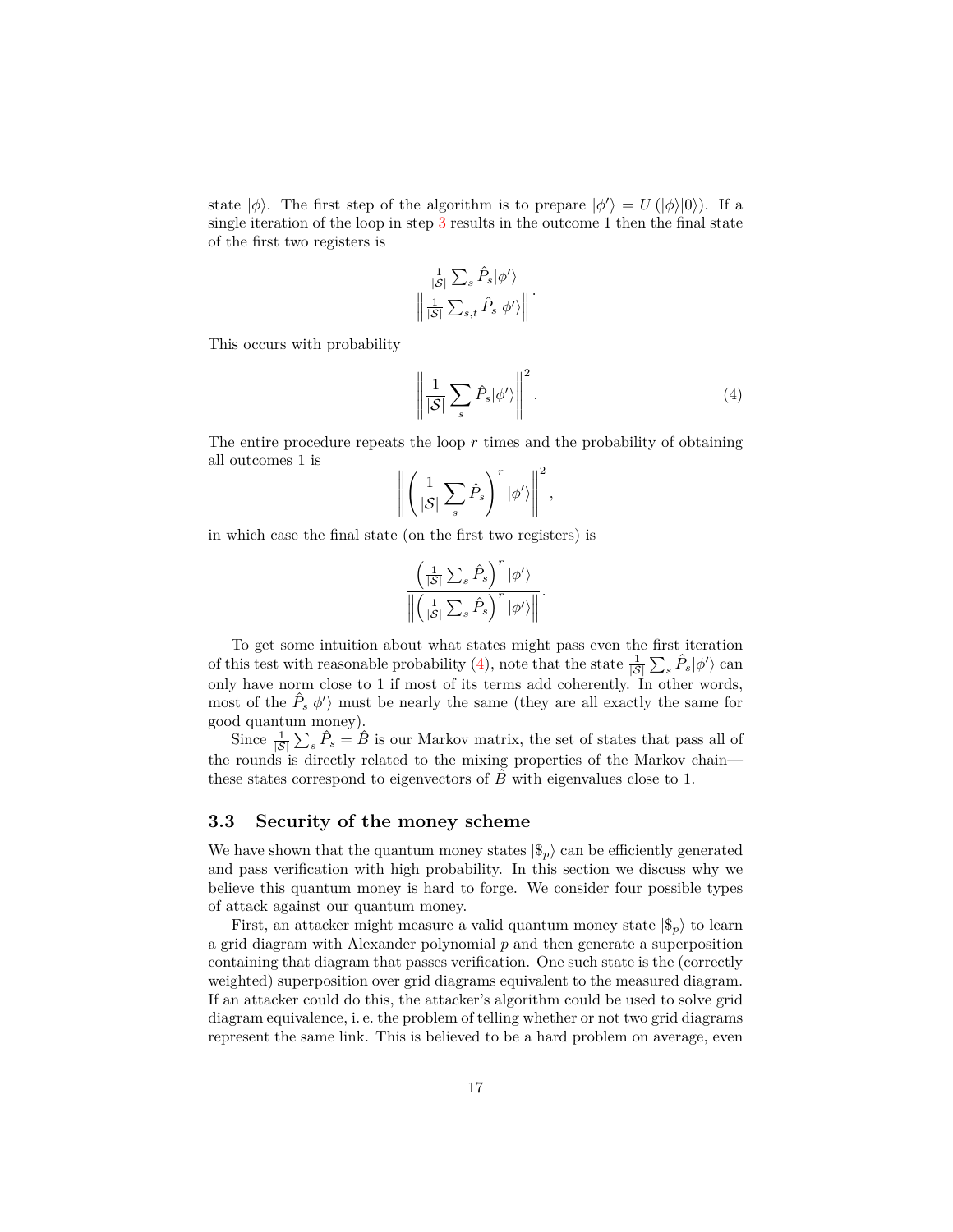state $|\phi\rangle$. The first step of the algorithm is to prepare $|\phi'\rangle = U(|\phi\rangle|0\rangle)$. If a single iteration of the loop in step 3 results in the outcome 1 then the final state of the first two registers is

$$\frac{\frac{1}{|\mathcal{S}|}\sum_s \hat{P}_s|\phi'\rangle}{\left\|\frac{1}{|\mathcal{S}|}\sum_{s,t}\hat{P}_s|\phi'\rangle\right\|}.$$

This occurs with probability

$$\left\|\frac{1}{|\mathcal{S}|}\sum_s \hat{P}_s|\phi'\rangle\right\|^2. \tag{4}$$

The entire procedure repeats the loop $r$ times and the probability of obtaining all outcomes 1 is

$$\left\|\left(\frac{1}{|\mathcal{S}|}\sum_s \hat{P}_s\right)^r|\phi'\rangle\right\|^2,$$

in which case the final state (on the first two registers) is

$$\frac{\left(\frac{1}{|\mathcal{S}|}\sum_s \hat{P}_s\right)^r|\phi'\rangle}{\left\|\left(\frac{1}{|\mathcal{S}|}\sum_s \hat{P}_s\right)^r|\phi'\rangle\right\|}.$$

To get some intuition about what states might pass even the first iteration of this test with reasonable probability (4), note that the state $\frac{1}{|\mathcal{S}|}\sum_s \hat{P}_s|\phi'\rangle$ can only have norm close to 1 if most of its terms add coherently. In other words, most of the $\hat{P}_s|\phi'\rangle$ must be nearly the same (they are all exactly the same for good quantum money).

Since $\frac{1}{|\mathcal{S}|}\sum_s \hat{P}_s = \hat{B}$ is our Markov matrix, the set of states that pass all of the rounds is directly related to the mixing properties of the Markov chain—these states correspond to eigenvectors of $\hat{B}$ with eigenvalues close to 1.

### 3.3 Security of the money scheme

We have shown that the quantum money states $|\$_p\rangle$ can be efficiently generated and pass verification with high probability. In this section we discuss why we believe this quantum money is hard to forge. We consider four possible types of attack against our quantum money.

First, an attacker might measure a valid quantum money state $|\$_p\rangle$ to learn a grid diagram with Alexander polynomial $p$ and then generate a superposition containing that diagram that passes verification. One such state is the (correctly weighted) superposition over grid diagrams equivalent to the measured diagram. If an attacker could do this, the attacker's algorithm could be used to solve grid diagram equivalence, i. e. the problem of telling whether or not two grid diagrams represent the same link. This is believed to be a hard problem on average, even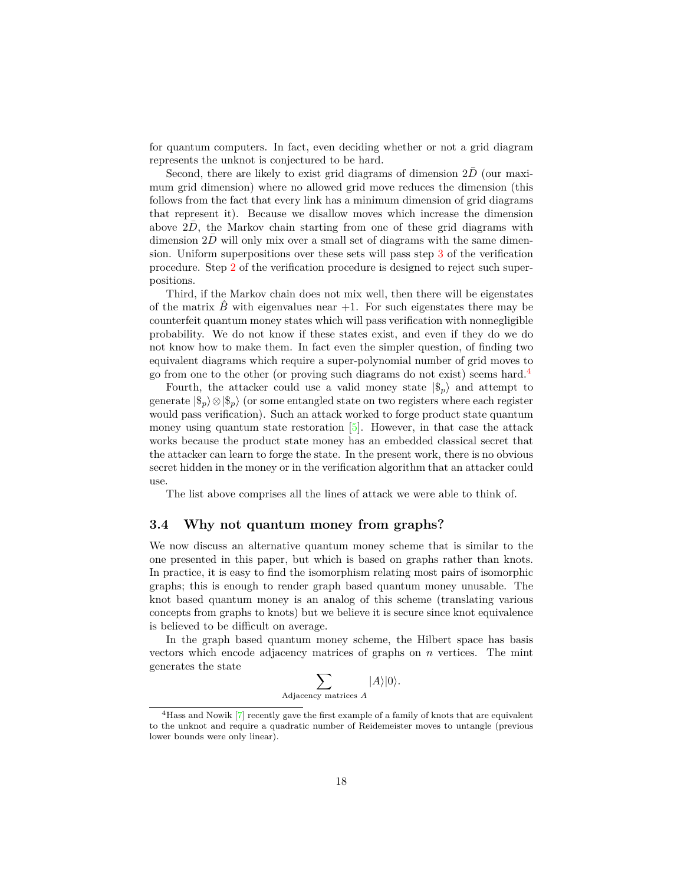for quantum computers. In fact, even deciding whether or not a grid diagram represents the unknot is conjectured to be hard.

Second, there are likely to exist grid diagrams of dimension $2\bar{D}$ (our maximum grid dimension) where no allowed grid move reduces the dimension (this follows from the fact that every link has a minimum dimension of grid diagrams that represent it). Because we disallow moves which increase the dimension above $2\bar{D}$, the Markov chain starting from one of these grid diagrams with dimension $2\bar{D}$ will only mix over a small set of diagrams with the same dimension. Uniform superpositions over these sets will pass step 3 of the verification procedure. Step 2 of the verification procedure is designed to reject such superpositions.

Third, if the Markov chain does not mix well, then there will be eigenstates of the matrix $\hat{B}$ with eigenvalues near $+1$. For such eigenstates there may be counterfeit quantum money states which will pass verification with nonnegligible probability. We do not know if these states exist, and even if they do we do not know how to make them. In fact even the simpler question, of finding two equivalent diagrams which require a super-polynomial number of grid moves to go from one to the other (or proving such diagrams do not exist) seems hard.[4]

Fourth, the attacker could use a valid money state $|\$_p\rangle$ and attempt to generate $|\$_p\rangle \otimes |\$_p\rangle$ (or some entangled state on two registers where each register would pass verification). Such an attack worked to forge product state quantum money using quantum state restoration [5]. However, in that case the attack works because the product state money has an embedded classical secret that the attacker can learn to forge the state. In the present work, there is no obvious secret hidden in the money or in the verification algorithm that an attacker could use.

The list above comprises all the lines of attack we were able to think of.

### 3.4 Why not quantum money from graphs?

We now discuss an alternative quantum money scheme that is similar to the one presented in this paper, but which is based on graphs rather than knots. In practice, it is easy to find the isomorphism relating most pairs of isomorphic graphs; this is enough to render graph based quantum money unusable. The knot based quantum money is an analog of this scheme (translating various concepts from graphs to knots) but we believe it is secure since knot equivalence is believed to be difficult on average.

In the graph based quantum money scheme, the Hilbert space has basis vectors which encode adjacency matrices of graphs on $n$ vertices. The mint generates the state

$$\sum_{\text{Adjacency matrices } A} |A\rangle|0\rangle.$$

[4] Hass and Nowik [7] recently gave the first example of a family of knots that are equivalent to the unknot and require a quadratic number of Reidemeister moves to untangle (previous lower bounds were only linear).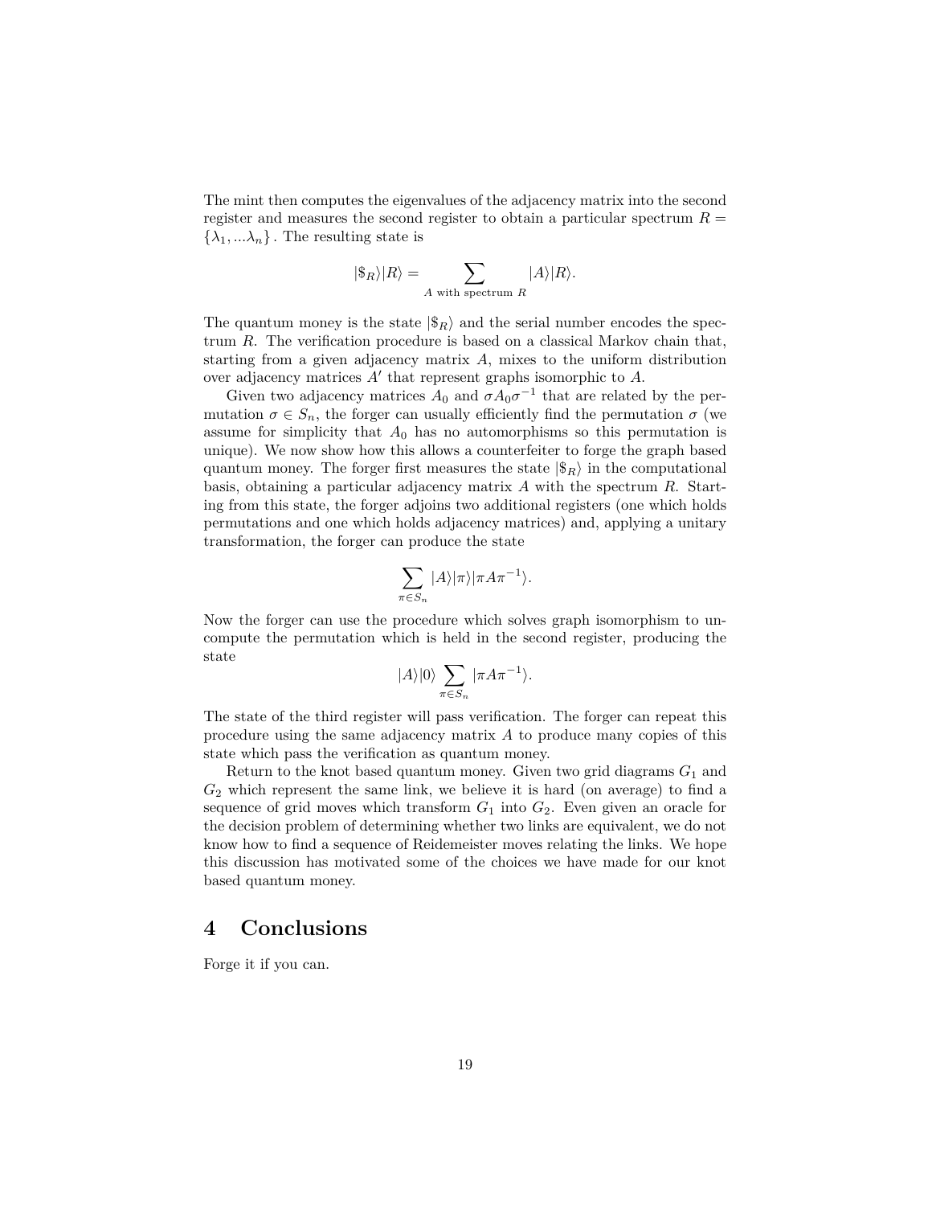The mint then computes the eigenvalues of the adjacency matrix into the second register and measures the second register to obtain a particular spectrum $R = \{\lambda_1, ...\lambda_n\}$ . The resulting state is

$$|\$_R\rangle|R\rangle = \sum_{A \text{ with spectrum } R} |A\rangle|R\rangle.$$

The quantum money is the state $|\$_R\rangle$ and the serial number encodes the spectrum $R$. The verification procedure is based on a classical Markov chain that, starting from a given adjacency matrix $A$, mixes to the uniform distribution over adjacency matrices $A'$ that represent graphs isomorphic to $A$.

Given two adjacency matrices $A_0$ and $\sigma A_0 \sigma^{-1}$ that are related by the permutation $\sigma \in S_n$, the forger can usually efficiently find the permutation $\sigma$ (we assume for simplicity that $A_0$ has no automorphisms so this permutation is unique). We now show how this allows a counterfeiter to forge the graph based quantum money. The forger first measures the state $|\$_R\rangle$ in the computational basis, obtaining a particular adjacency matrix $A$ with the spectrum $R$. Starting from this state, the forger adjoins two additional registers (one which holds permutations and one which holds adjacency matrices) and, applying a unitary transformation, the forger can produce the state

$$\sum_{\pi \in S_n} |A\rangle|\pi\rangle|\pi A \pi^{-1}\rangle.$$

Now the forger can use the procedure which solves graph isomorphism to uncompute the permutation which is held in the second register, producing the state

$$|A\rangle|0\rangle \sum_{\pi \in S_n} |\pi A \pi^{-1}\rangle.$$

The state of the third register will pass verification. The forger can repeat this procedure using the same adjacency matrix $A$ to produce many copies of this state which pass the verification as quantum money.

Return to the knot based quantum money. Given two grid diagrams $G_1$ and $G_2$ which represent the same link, we believe it is hard (on average) to find a sequence of grid moves which transform $G_1$ into $G_2$. Even given an oracle for the decision problem of determining whether two links are equivalent, we do not know how to find a sequence of Reidemeister moves relating the links. We hope this discussion has motivated some of the choices we have made for our knot based quantum money.

# 4 Conclusions

Forge it if you can.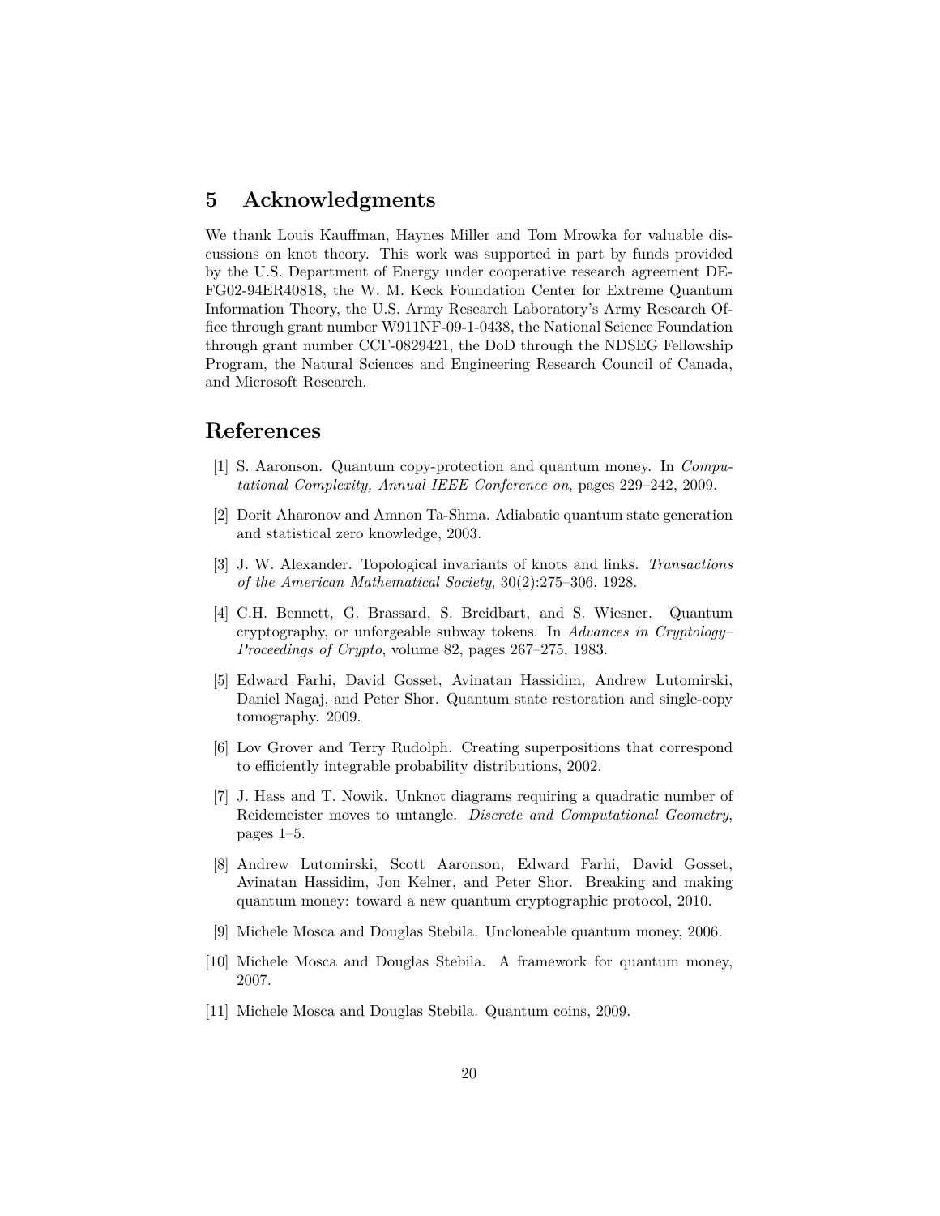## 5 Acknowledgments

We thank Louis Kauffman, Haynes Miller and Tom Mrowka for valuable discussions on knot theory. This work was supported in part by funds provided by the U.S. Department of Energy under cooperative research agreement DE-FG02-94ER40818, the W. M. Keck Foundation Center for Extreme Quantum Information Theory, the U.S. Army Research Laboratory's Army Research Office through grant number W911NF-09-1-0438, the National Science Foundation through grant number CCF-0829421, the DoD through the NDSEG Fellowship Program, the Natural Sciences and Engineering Research Council of Canada, and Microsoft Research.

## References

[1] S. Aaronson. Quantum copy-protection and quantum money. In *Computational Complexity, Annual IEEE Conference on*, pages 229–242, 2009.

[2] Dorit Aharonov and Amnon Ta-Shma. Adiabatic quantum state generation and statistical zero knowledge, 2003.

[3] J. W. Alexander. Topological invariants of knots and links. *Transactions of the American Mathematical Society*, 30(2):275–306, 1928.

[4] C.H. Bennett, G. Brassard, S. Breidbart, and S. Wiesner. Quantum cryptography, or unforgeable subway tokens. In *Advances in Cryptology–Proceedings of Crypto*, volume 82, pages 267–275, 1983.

[5] Edward Farhi, David Gosset, Avinatan Hassidim, Andrew Lutomirski, Daniel Nagaj, and Peter Shor. Quantum state restoration and single-copy tomography. 2009.

[6] Lov Grover and Terry Rudolph. Creating superpositions that correspond to efficiently integrable probability distributions, 2002.

[7] J. Hass and T. Nowik. Unknot diagrams requiring a quadratic number of Reidemeister moves to untangle. *Discrete and Computational Geometry*, pages 1–5.

[8] Andrew Lutomirski, Scott Aaronson, Edward Farhi, David Gosset, Avinatan Hassidim, Jon Kelner, and Peter Shor. Breaking and making quantum money: toward a new quantum cryptographic protocol, 2010.

[9] Michele Mosca and Douglas Stebila. Uncloneable quantum money, 2006.

[10] Michele Mosca and Douglas Stebila. A framework for quantum money, 2007.

[11] Michele Mosca and Douglas Stebila. Quantum coins, 2009.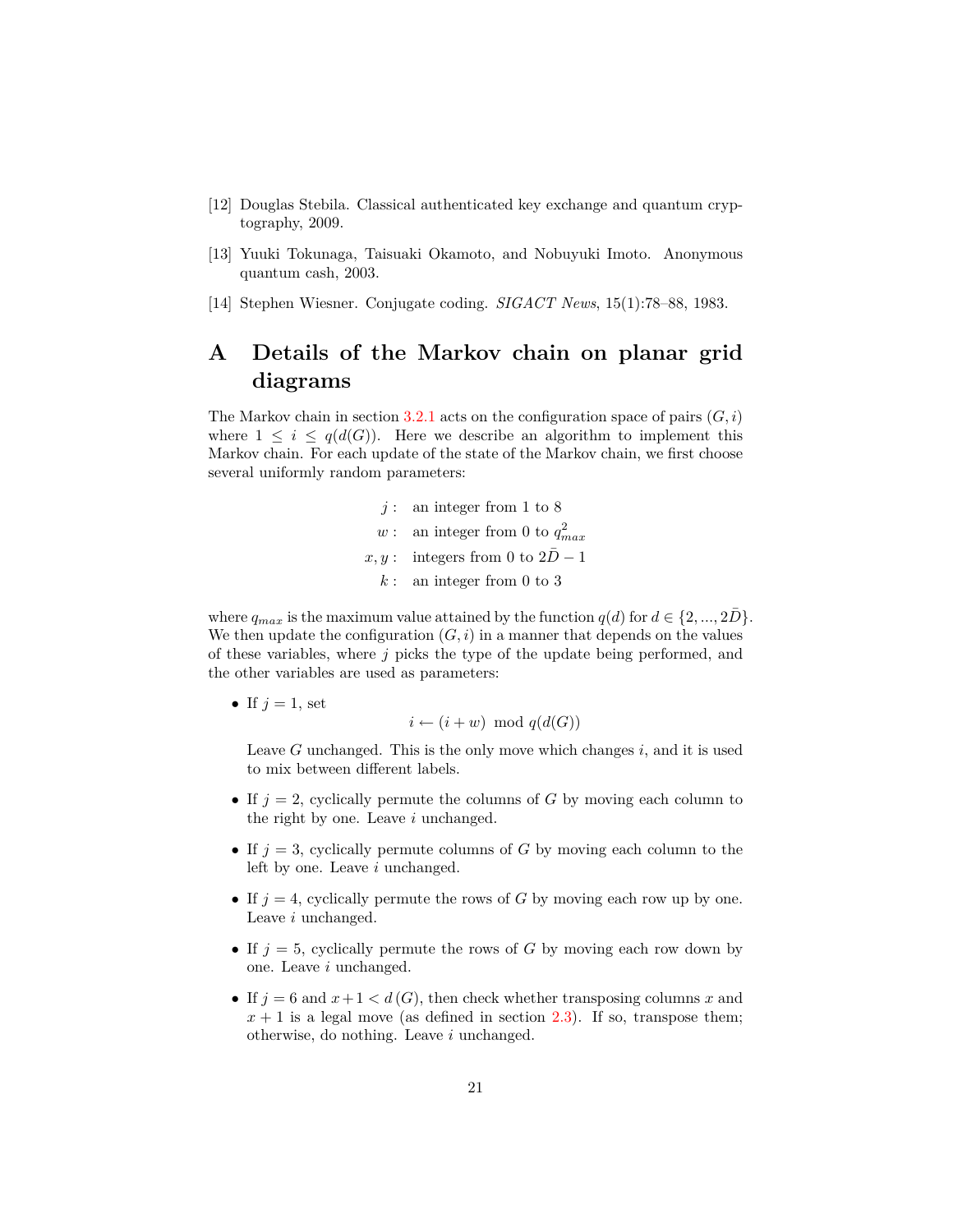[12] Douglas Stebila. Classical authenticated key exchange and quantum cryptography, 2009.

[13] Yuuki Tokunaga, Taisuaki Okamoto, and Nobuyuki Imoto. Anonymous quantum cash, 2003.

[14] Stephen Wiesner. Conjugate coding. *SIGACT News*, 15(1):78–88, 1983.

# A Details of the Markov chain on planar grid diagrams

The Markov chain in section 3.2.1 acts on the configuration space of pairs $(G, i)$ where $1 \leq i \leq q(d(G))$. Here we describe an algorithm to implement this Markov chain. For each update of the state of the Markov chain, we first choose several uniformly random parameters:

$$\begin{aligned} j &: \text{ an integer from 1 to 8} \\ w &: \text{ an integer from 0 to } q_{max}^2 \\ x, y &: \text{ integers from 0 to } 2\bar{D} - 1 \\ k &: \text{ an integer from 0 to 3} \end{aligned}$$

where $q_{max}$ is the maximum value attained by the function $q(d)$ for $d \in \{2, ..., 2\bar{D}\}$. We then update the configuration $(G, i)$ in a manner that depends on the values of these variables, where $j$ picks the type of the update being performed, and the other variables are used as parameters:

- If $j = 1$, set
$$i \leftarrow (i + w) \mod q(d(G))$$
Leave $G$ unchanged. This is the only move which changes $i$, and it is used to mix between different labels.
- If $j = 2$, cyclically permute the columns of $G$ by moving each column to the right by one. Leave $i$ unchanged.
- If $j = 3$, cyclically permute columns of $G$ by moving each column to the left by one. Leave $i$ unchanged.
- If $j = 4$, cyclically permute the rows of $G$ by moving each row up by one. Leave $i$ unchanged.
- If $j = 5$, cyclically permute the rows of $G$ by moving each row down by one. Leave $i$ unchanged.
- If $j = 6$ and $x + 1 < d(G)$, then check whether transposing columns $x$ and $x + 1$ is a legal move (as defined in section 2.3). If so, transpose them; otherwise, do nothing. Leave $i$ unchanged.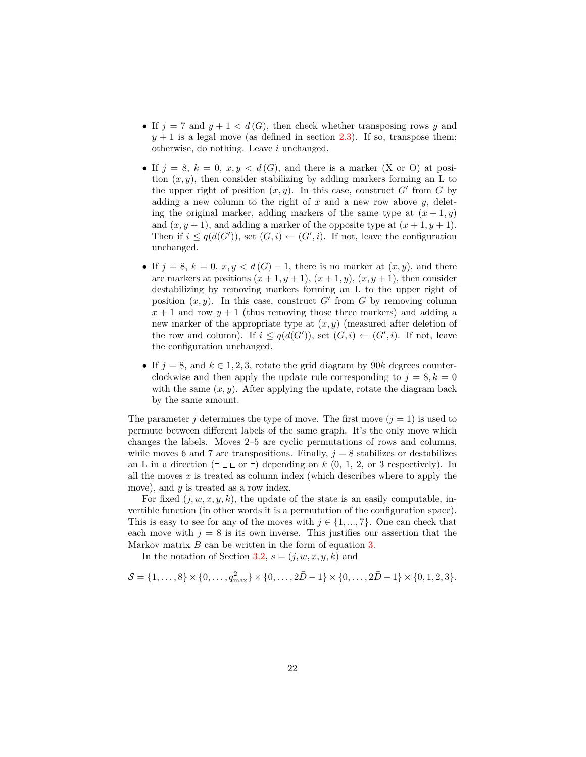- If $j = 7$ and $y + 1 < d(G)$, then check whether transposing rows $y$ and $y + 1$ is a legal move (as defined in section 2.3). If so, transpose them; otherwise, do nothing. Leave $i$ unchanged.

- If $j = 8$, $k = 0$, $x, y < d(G)$, and there is a marker (X or O) at position $(x, y)$, then consider stabilizing by adding markers forming an L to the upper right of position $(x, y)$. In this case, construct $G'$ from $G$ by adding a new column to the right of $x$ and a new row above $y$, deleting the original marker, adding markers of the same type at $(x + 1, y)$ and $(x, y + 1)$, and adding a marker of the opposite type at $(x + 1, y + 1)$. Then if $i \leq q(d(G'))$, set $(G, i) \leftarrow (G', i)$. If not, leave the configuration unchanged.

- If $j = 8$, $k = 0$, $x, y < d(G) - 1$, there is no marker at $(x, y)$, and there are markers at positions $(x + 1, y + 1)$, $(x + 1, y)$, $(x, y + 1)$, then consider destabilizing by removing markers forming an L to the upper right of position $(x, y)$. In this case, construct $G'$ from $G$ by removing column $x + 1$ and row $y + 1$ (thus removing those three markers) and adding a new marker of the appropriate type at $(x, y)$ (measured after deletion of the row and column). If $i \leq q(d(G'))$, set $(G, i) \leftarrow (G', i)$. If not, leave the configuration unchanged.

- If $j = 8$, and $k \in 1, 2, 3$, rotate the grid diagram by $90k$ degrees counterclockwise and then apply the update rule corresponding to $j = 8, k = 0$ with the same $(x, y)$. After applying the update, rotate the diagram back by the same amount.

The parameter $j$ determines the type of move. The first move ($j = 1$) is used to permute between different labels of the same graph. It's the only move which changes the labels. Moves 2–5 are cyclic permutations of rows and columns, while moves 6 and 7 are transpositions. Finally, $j = 8$ stabilizes or destabilizes an L in a direction (⌝ ⌟ ⌞ or ⌜) depending on $k$ (0, 1, 2, or 3 respectively). In all the moves $x$ is treated as column index (which describes where to apply the move), and $y$ is treated as a row index.

For fixed $(j, w, x, y, k)$, the update of the state is an easily computable, invertible function (in other words it is a permutation of the configuration space). This is easy to see for any of the moves with $j \in \{1, ..., 7\}$. One can check that each move with $j = 8$ is its own inverse. This justifies our assertion that the Markov matrix $B$ can be written in the form of equation 3.

In the notation of Section 3.2, $s = (j, w, x, y, k)$ and

$$\mathcal{S} = \{1, \ldots, 8\} \times \{0, \ldots, q_{\max}^2\} \times \{0, \ldots, 2\bar{D} - 1\} \times \{0, \ldots, 2\bar{D} - 1\} \times \{0, 1, 2, 3\}.$$